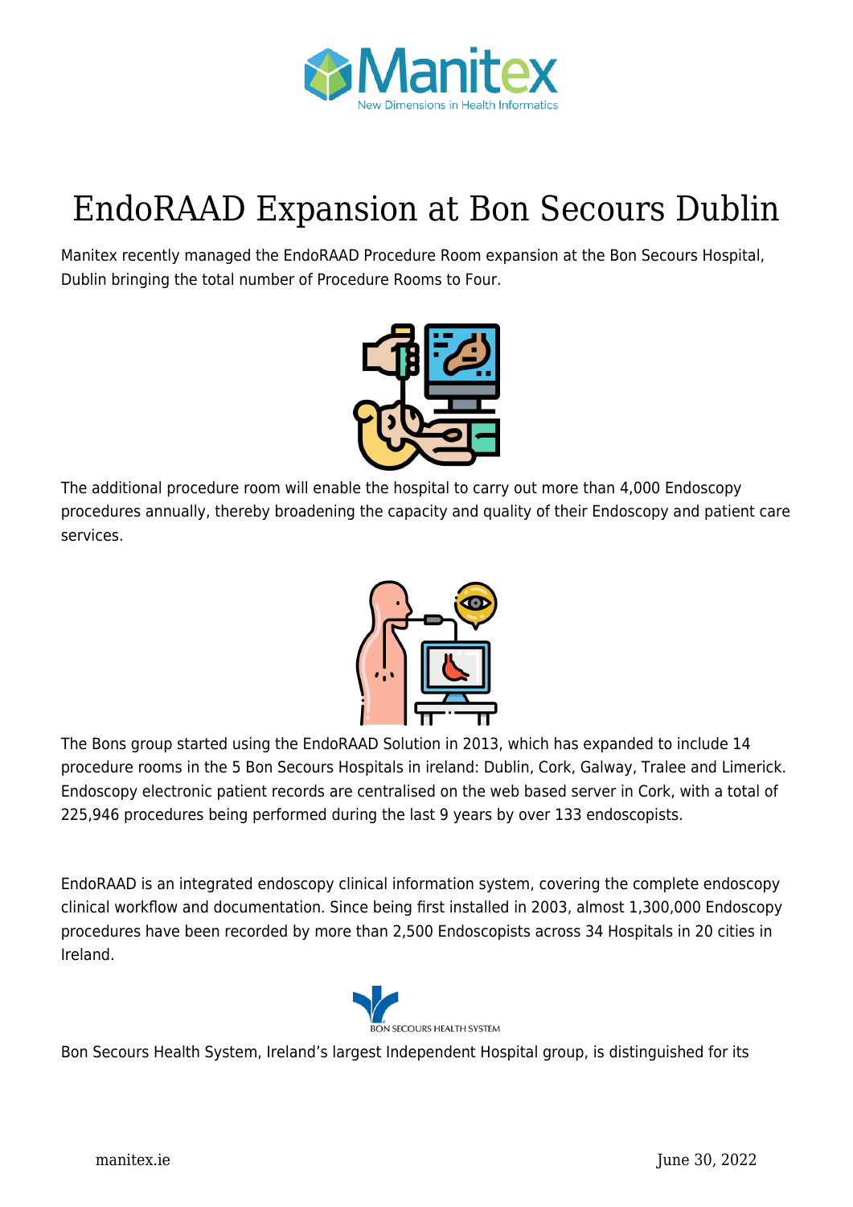# EndoRAAD Expansion at Bon Secours Dublin

Manitex recently managed the EndoRAAD Procedure Room expansion at the Bon Secours Hospital, Dublin bringing the total number of Procedure Rooms to Four.

The additional procedure room will enable the hospital to carry out more than 4,000 Endoscopy procedures annually, thereby broadening the capacity and quality of their Endoscopy and patient care services.

The Bons group started using the EndoRAAD Solution in 2013, which has expanded to include 14 procedure rooms in the 5 Bon Secours Hospitals in ireland: Dublin, Cork, Galway, Tralee and Limerick. Endoscopy electronic patient records are centralised on the web based server in Cork, with a total of 225,946 procedures being performed during the last 9 years by over 133 endoscopists.

EndoRAAD is an integrated endoscopy clinical information system, covering the complete endoscopy clinical workflow and documentation. Since being first installed in 2003, almost 1,300,000 Endoscopy procedures have been recorded by more than 2,500 Endoscopists across 34 Hospitals in 20 cities in Ireland.

Bon Secours Health System, Ireland's largest Independent Hospital group, is distinguished for its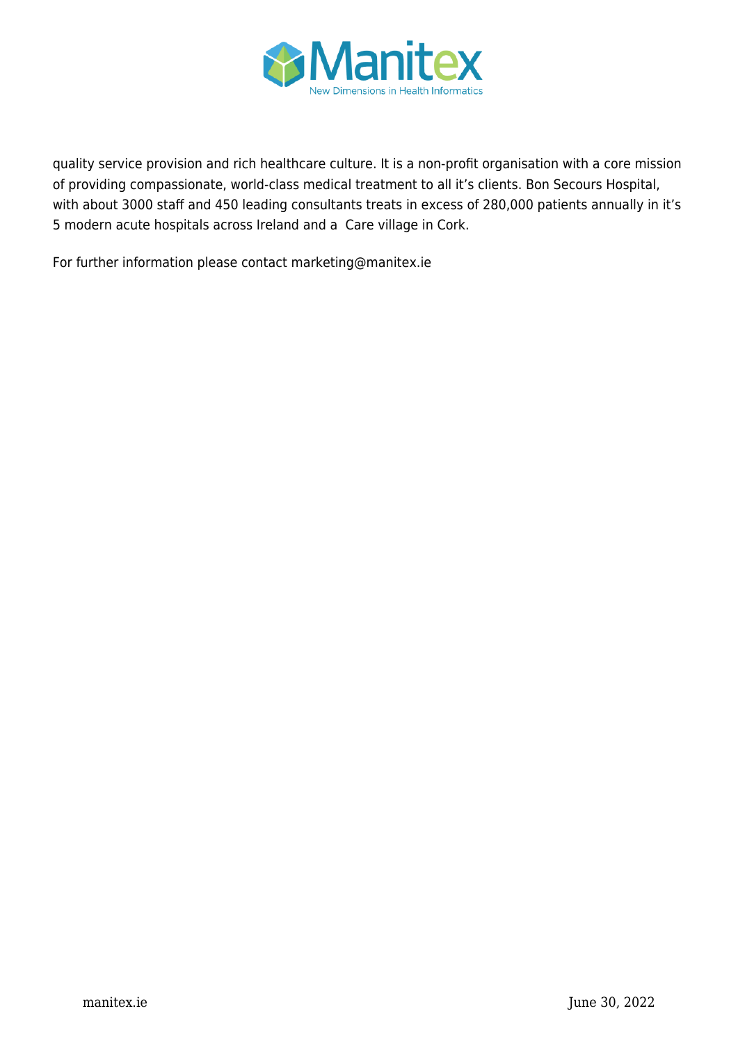quality service provision and rich healthcare culture. It is a non-profit organisation with a core mission of providing compassionate, world-class medical treatment to all it's clients. Bon Secours Hospital, with about 3000 staff and 450 leading consultants treats in excess of 280,000 patients annually in it's 5 modern acute hospitals across Ireland and a  Care village in Cork.

For further information please contact marketing@manitex.ie